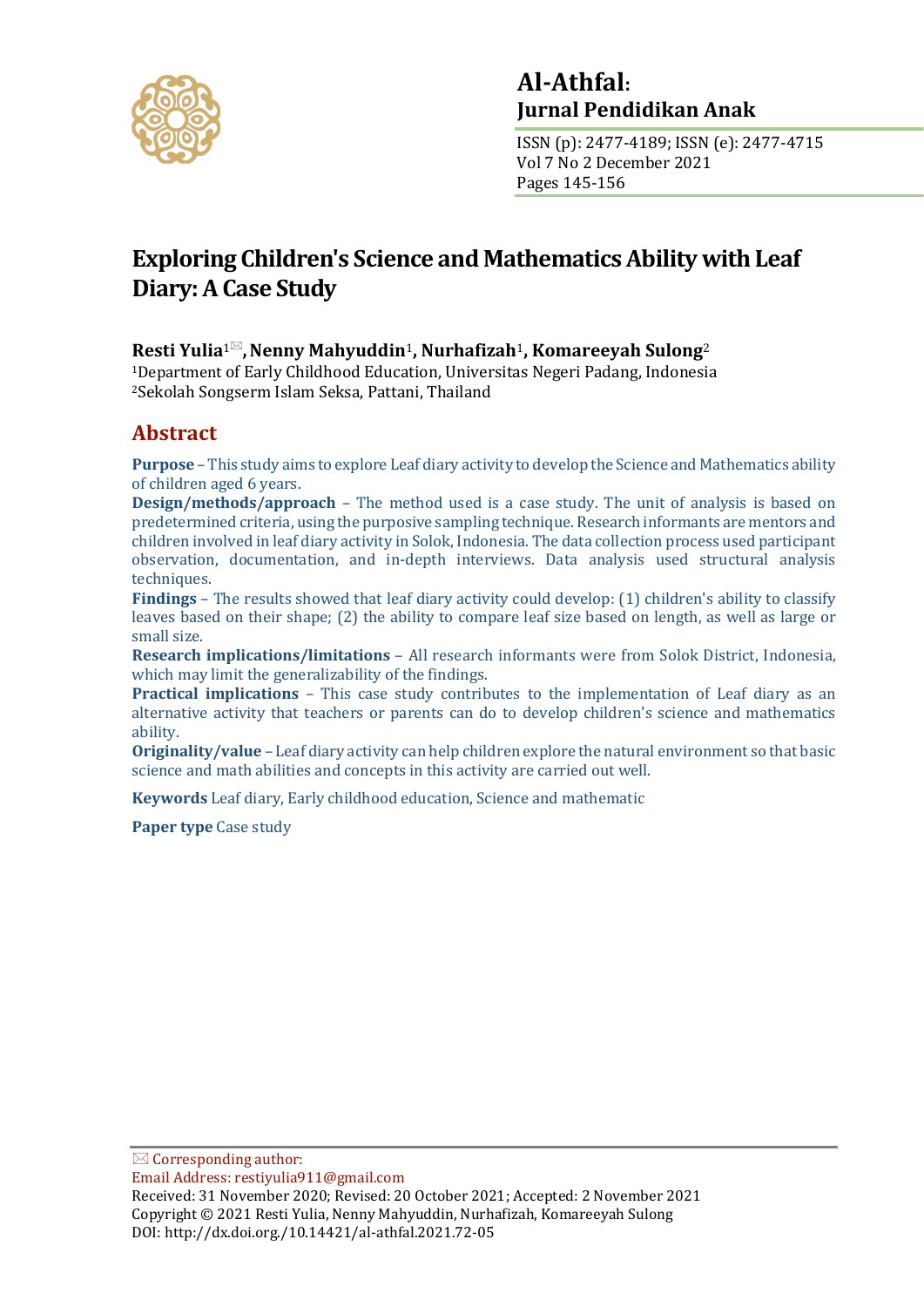# Exploring Children's Science and Mathematics Ability with Leaf Diary: A Case Study

**Resti Yulia**[1]✉, **Nenny Mahyuddin**[1], **Nurhafizah**[1], **Komareeyah Sulong**[2]

[1]Department of Early Childhood Education, Universitas Negeri Padang, Indonesia
[2]Sekolah Songserm Islam Seksa, Pattani, Thailand

## Abstract

**Purpose** – This study aims to explore Leaf diary activity to develop the Science and Mathematics ability of children aged 6 years.

**Design/methods/approach** – The method used is a case study. The unit of analysis is based on predetermined criteria, using the purposive sampling technique. Research informants are mentors and children involved in leaf diary activity in Solok, Indonesia. The data collection process used participant observation, documentation, and in-depth interviews. Data analysis used structural analysis techniques.

**Findings** – The results showed that leaf diary activity could develop: (1) children's ability to classify leaves based on their shape; (2) the ability to compare leaf size based on length, as well as large or small size.

**Research implications/limitations** – All research informants were from Solok District, Indonesia, which may limit the generalizability of the findings.

**Practical implications** – This case study contributes to the implementation of Leaf diary as an alternative activity that teachers or parents can do to develop children's science and mathematics ability.

**Originality/value** – Leaf diary activity can help children explore the natural environment so that basic science and math abilities and concepts in this activity are carried out well.

**Keywords** Leaf diary, Early childhood education, Science and mathematic

**Paper type** Case study

---

✉ Corresponding author:
Email Address: restiyulia911@gmail.com
Received: 31 November 2020; Revised: 20 October 2021; Accepted: 2 November 2021
Copyright © 2021 Resti Yulia, Nenny Mahyuddin, Nurhafizah, Komareeyah Sulong
DOI: http://dx.doi.org/10.14421/al-athfal.2021.72-05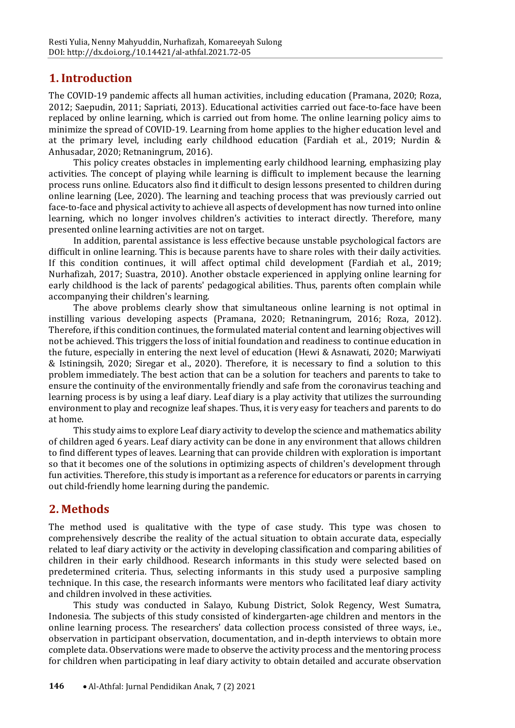## 1. Introduction

The COVID-19 pandemic affects all human activities, including education (Pramana, 2020; Roza, 2012; Saepudin, 2011; Sapriati, 2013). Educational activities carried out face-to-face have been replaced by online learning, which is carried out from home. The online learning policy aims to minimize the spread of COVID-19. Learning from home applies to the higher education level and at the primary level, including early childhood education (Fardiah et al., 2019; Nurdin & Anhusadar, 2020; Retnaningrum, 2016).

This policy creates obstacles in implementing early childhood learning, emphasizing play activities. The concept of playing while learning is difficult to implement because the learning process runs online. Educators also find it difficult to design lessons presented to children during online learning (Lee, 2020). The learning and teaching process that was previously carried out face-to-face and physical activity to achieve all aspects of development has now turned into online learning, which no longer involves children's activities to interact directly. Therefore, many presented online learning activities are not on target.

In addition, parental assistance is less effective because unstable psychological factors are difficult in online learning. This is because parents have to share roles with their daily activities. If this condition continues, it will affect optimal child development (Fardiah et al., 2019; Nurhafizah, 2017; Suastra, 2010). Another obstacle experienced in applying online learning for early childhood is the lack of parents' pedagogical abilities. Thus, parents often complain while accompanying their children's learning.

The above problems clearly show that simultaneous online learning is not optimal in instilling various developing aspects (Pramana, 2020; Retnaningrum, 2016; Roza, 2012). Therefore, if this condition continues, the formulated material content and learning objectives will not be achieved. This triggers the loss of initial foundation and readiness to continue education in the future, especially in entering the next level of education (Hewi & Asnawati, 2020; Marwiyati & Istiningsih, 2020; Siregar et al., 2020). Therefore, it is necessary to find a solution to this problem immediately. The best action that can be a solution for teachers and parents to take to ensure the continuity of the environmentally friendly and safe from the coronavirus teaching and learning process is by using a leaf diary. Leaf diary is a play activity that utilizes the surrounding environment to play and recognize leaf shapes. Thus, it is very easy for teachers and parents to do at home.

This study aims to explore Leaf diary activity to develop the science and mathematics ability of children aged 6 years. Leaf diary activity can be done in any environment that allows children to find different types of leaves. Learning that can provide children with exploration is important so that it becomes one of the solutions in optimizing aspects of children's development through fun activities. Therefore, this study is important as a reference for educators or parents in carrying out child-friendly home learning during the pandemic.

## 2. Methods

The method used is qualitative with the type of case study. This type was chosen to comprehensively describe the reality of the actual situation to obtain accurate data, especially related to leaf diary activity or the activity in developing classification and comparing abilities of children in their early childhood. Research informants in this study were selected based on predetermined criteria. Thus, selecting informants in this study used a purposive sampling technique. In this case, the research informants were mentors who facilitated leaf diary activity and children involved in these activities.

This study was conducted in Salayo, Kubung District, Solok Regency, West Sumatra, Indonesia. The subjects of this study consisted of kindergarten-age children and mentors in the online learning process. The researchers' data collection process consisted of three ways, i.e., observation in participant observation, documentation, and in-depth interviews to obtain more complete data. Observations were made to observe the activity process and the mentoring process for children when participating in leaf diary activity to obtain detailed and accurate observation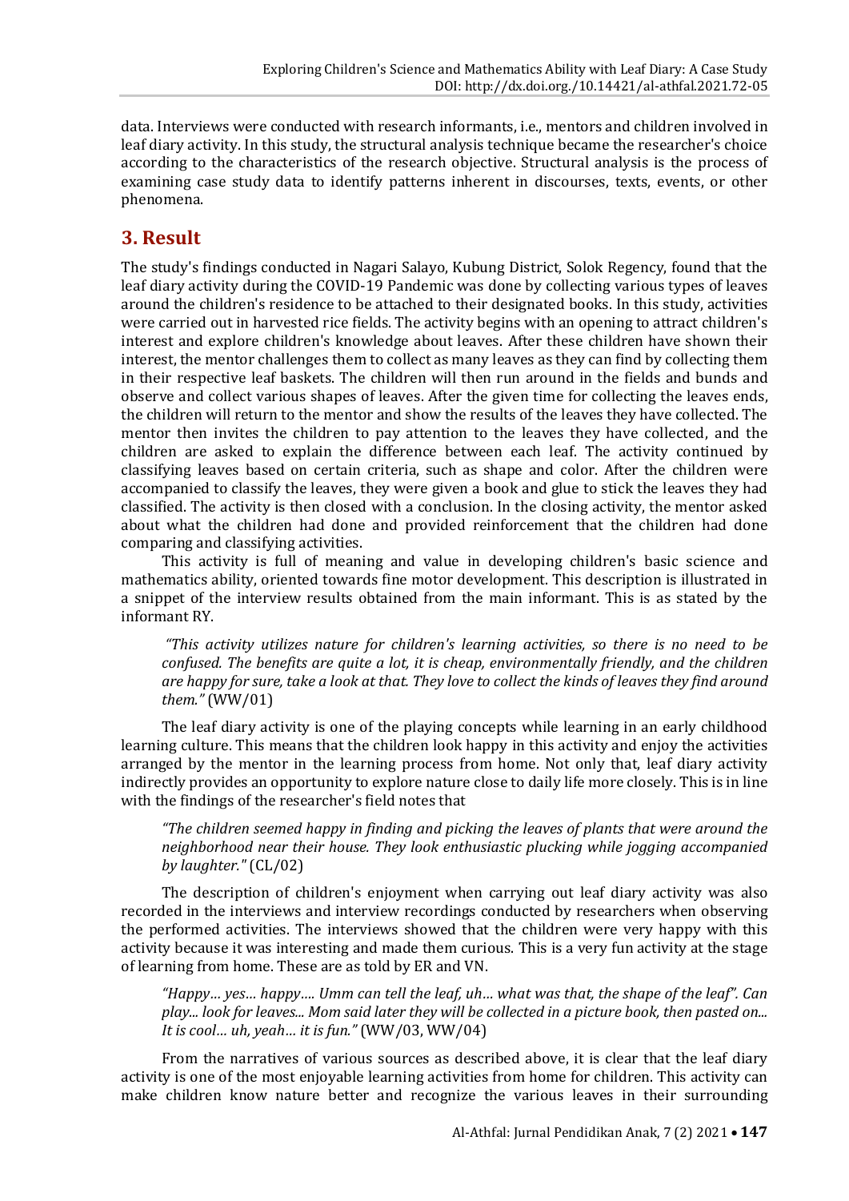data. Interviews were conducted with research informants, i.e., mentors and children involved in leaf diary activity. In this study, the structural analysis technique became the researcher's choice according to the characteristics of the research objective. Structural analysis is the process of examining case study data to identify patterns inherent in discourses, texts, events, or other phenomena.

## 3. Result

The study's findings conducted in Nagari Salayo, Kubung District, Solok Regency, found that the leaf diary activity during the COVID-19 Pandemic was done by collecting various types of leaves around the children's residence to be attached to their designated books. In this study, activities were carried out in harvested rice fields. The activity begins with an opening to attract children's interest and explore children's knowledge about leaves. After these children have shown their interest, the mentor challenges them to collect as many leaves as they can find by collecting them in their respective leaf baskets. The children will then run around in the fields and bunds and observe and collect various shapes of leaves. After the given time for collecting the leaves ends, the children will return to the mentor and show the results of the leaves they have collected. The mentor then invites the children to pay attention to the leaves they have collected, and the children are asked to explain the difference between each leaf. The activity continued by classifying leaves based on certain criteria, such as shape and color. After the children were accompanied to classify the leaves, they were given a book and glue to stick the leaves they had classified. The activity is then closed with a conclusion. In the closing activity, the mentor asked about what the children had done and provided reinforcement that the children had done comparing and classifying activities.

This activity is full of meaning and value in developing children's basic science and mathematics ability, oriented towards fine motor development. This description is illustrated in a snippet of the interview results obtained from the main informant. This is as stated by the informant RY.

> *"This activity utilizes nature for children's learning activities, so there is no need to be confused. The benefits are quite a lot, it is cheap, environmentally friendly, and the children are happy for sure, take a look at that. They love to collect the kinds of leaves they find around them."* (WW/01)

The leaf diary activity is one of the playing concepts while learning in an early childhood learning culture. This means that the children look happy in this activity and enjoy the activities arranged by the mentor in the learning process from home. Not only that, leaf diary activity indirectly provides an opportunity to explore nature close to daily life more closely. This is in line with the findings of the researcher's field notes that

> *"The children seemed happy in finding and picking the leaves of plants that were around the neighborhood near their house. They look enthusiastic plucking while jogging accompanied by laughter."* (CL/02)

The description of children's enjoyment when carrying out leaf diary activity was also recorded in the interviews and interview recordings conducted by researchers when observing the performed activities. The interviews showed that the children were very happy with this activity because it was interesting and made them curious. This is a very fun activity at the stage of learning from home. These are as told by ER and VN.

> *"Happy… yes… happy…. Umm can tell the leaf, uh… what was that, the shape of the leaf". Can play... look for leaves... Mom said later they will be collected in a picture book, then pasted on... It is cool… uh, yeah… it is fun."* (WW/03, WW/04)

From the narratives of various sources as described above, it is clear that the leaf diary activity is one of the most enjoyable learning activities from home for children. This activity can make children know nature better and recognize the various leaves in their surrounding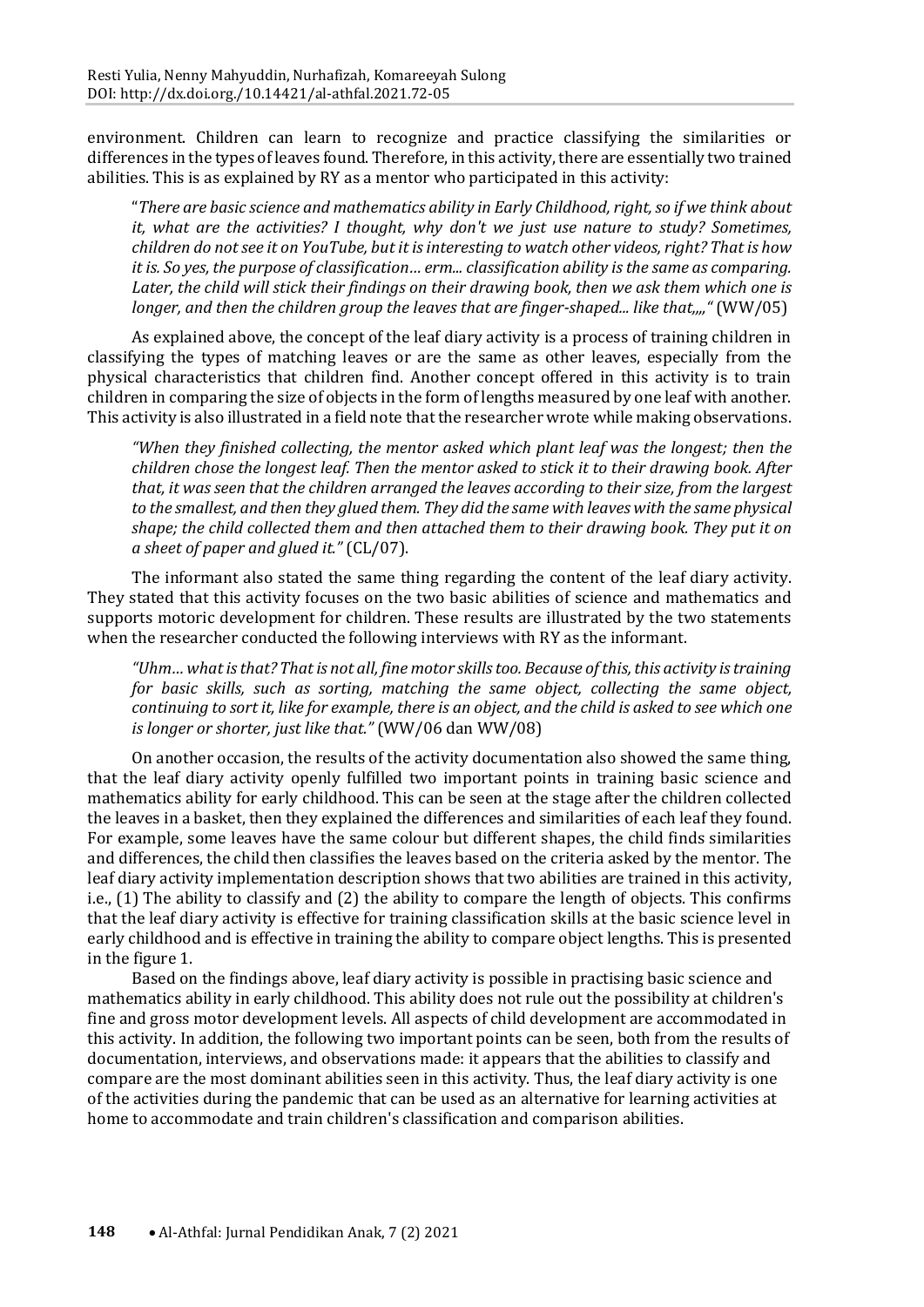environment. Children can learn to recognize and practice classifying the similarities or differences in the types of leaves found. Therefore, in this activity, there are essentially two trained abilities. This is as explained by RY as a mentor who participated in this activity:

> "*There are basic science and mathematics ability in Early Childhood, right, so if we think about it, what are the activities? I thought, why don't we just use nature to study? Sometimes, children do not see it on YouTube, but it is interesting to watch other videos, right? That is how it is. So yes, the purpose of classification… erm... classification ability is the same as comparing. Later, the child will stick their findings on their drawing book, then we ask them which one is longer, and then the children group the leaves that are finger-shaped... like that,,,,"* (WW/05)

As explained above, the concept of the leaf diary activity is a process of training children in classifying the types of matching leaves or are the same as other leaves, especially from the physical characteristics that children find. Another concept offered in this activity is to train children in comparing the size of objects in the form of lengths measured by one leaf with another. This activity is also illustrated in a field note that the researcher wrote while making observations.

> *"When they finished collecting, the mentor asked which plant leaf was the longest; then the children chose the longest leaf. Then the mentor asked to stick it to their drawing book. After that, it was seen that the children arranged the leaves according to their size, from the largest to the smallest, and then they glued them. They did the same with leaves with the same physical shape; the child collected them and then attached them to their drawing book. They put it on a sheet of paper and glued it."* (CL/07).

The informant also stated the same thing regarding the content of the leaf diary activity. They stated that this activity focuses on the two basic abilities of science and mathematics and supports motoric development for children. These results are illustrated by the two statements when the researcher conducted the following interviews with RY as the informant.

> *"Uhm… what is that? That is not all, fine motor skills too. Because of this, this activity is training for basic skills, such as sorting, matching the same object, collecting the same object, continuing to sort it, like for example, there is an object, and the child is asked to see which one is longer or shorter, just like that."* (WW/06 dan WW/08)

On another occasion, the results of the activity documentation also showed the same thing, that the leaf diary activity openly fulfilled two important points in training basic science and mathematics ability for early childhood. This can be seen at the stage after the children collected the leaves in a basket, then they explained the differences and similarities of each leaf they found. For example, some leaves have the same colour but different shapes, the child finds similarities and differences, the child then classifies the leaves based on the criteria asked by the mentor. The leaf diary activity implementation description shows that two abilities are trained in this activity, i.e., (1) The ability to classify and (2) the ability to compare the length of objects. This confirms that the leaf diary activity is effective for training classification skills at the basic science level in early childhood and is effective in training the ability to compare object lengths. This is presented in the figure 1.

Based on the findings above, leaf diary activity is possible in practising basic science and mathematics ability in early childhood. This ability does not rule out the possibility at children's fine and gross motor development levels. All aspects of child development are accommodated in this activity. In addition, the following two important points can be seen, both from the results of documentation, interviews, and observations made: it appears that the abilities to classify and compare are the most dominant abilities seen in this activity. Thus, the leaf diary activity is one of the activities during the pandemic that can be used as an alternative for learning activities at home to accommodate and train children's classification and comparison abilities.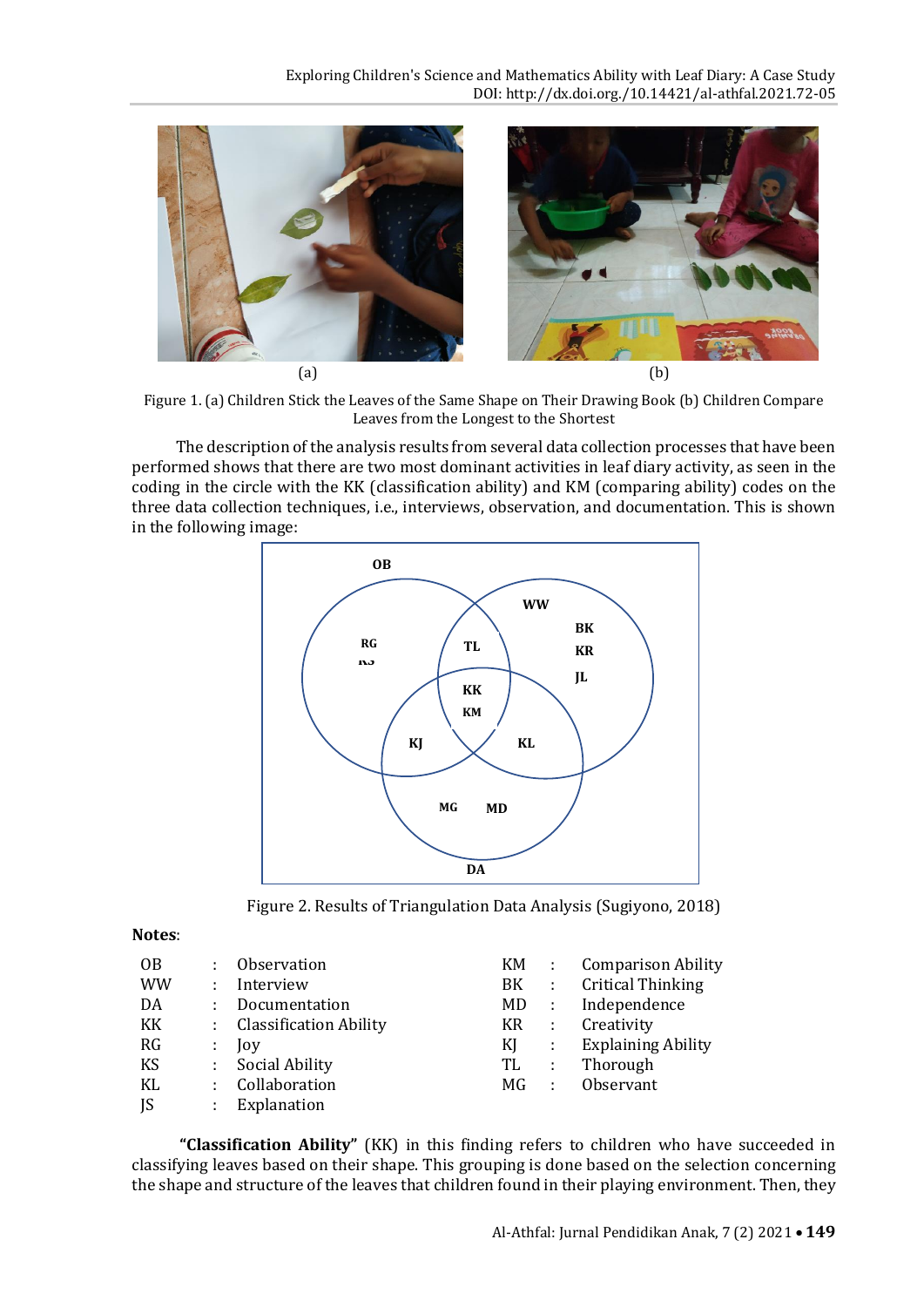(a)

(b)

Figure 1. (a) Children Stick the Leaves of the Same Shape on Their Drawing Book (b) Children Compare Leaves from the Longest to the Shortest

The description of the analysis results from several data collection processes that have been performed shows that there are two most dominant activities in leaf diary activity, as seen in the coding in the circle with the KK (classification ability) and KM (comparing ability) codes on the three data collection techniques, i.e., interviews, observation, and documentation. This is shown in the following image:

Figure 2. Results of Triangulation Data Analysis (Sugiyono, 2018)

**Notes**:

| | | | | | |
|---|---|---|---|---|---|
| OB | : | Observation | KM | : | Comparison Ability |
| WW | : | Interview | BK | : | Critical Thinking |
| DA | : | Documentation | MD | : | Independence |
| KK | : | Classification Ability | KR | : | Creativity |
| RG | : | Joy | KJ | : | Explaining Ability |
| KS | : | Social Ability | TL | : | Thorough |
| KL | : | Collaboration | MG | : | Observant |
| JS | : | Explanation | | | |

**"Classification Ability"** (KK) in this finding refers to children who have succeeded in classifying leaves based on their shape. This grouping is done based on the selection concerning the shape and structure of the leaves that children found in their playing environment. Then, they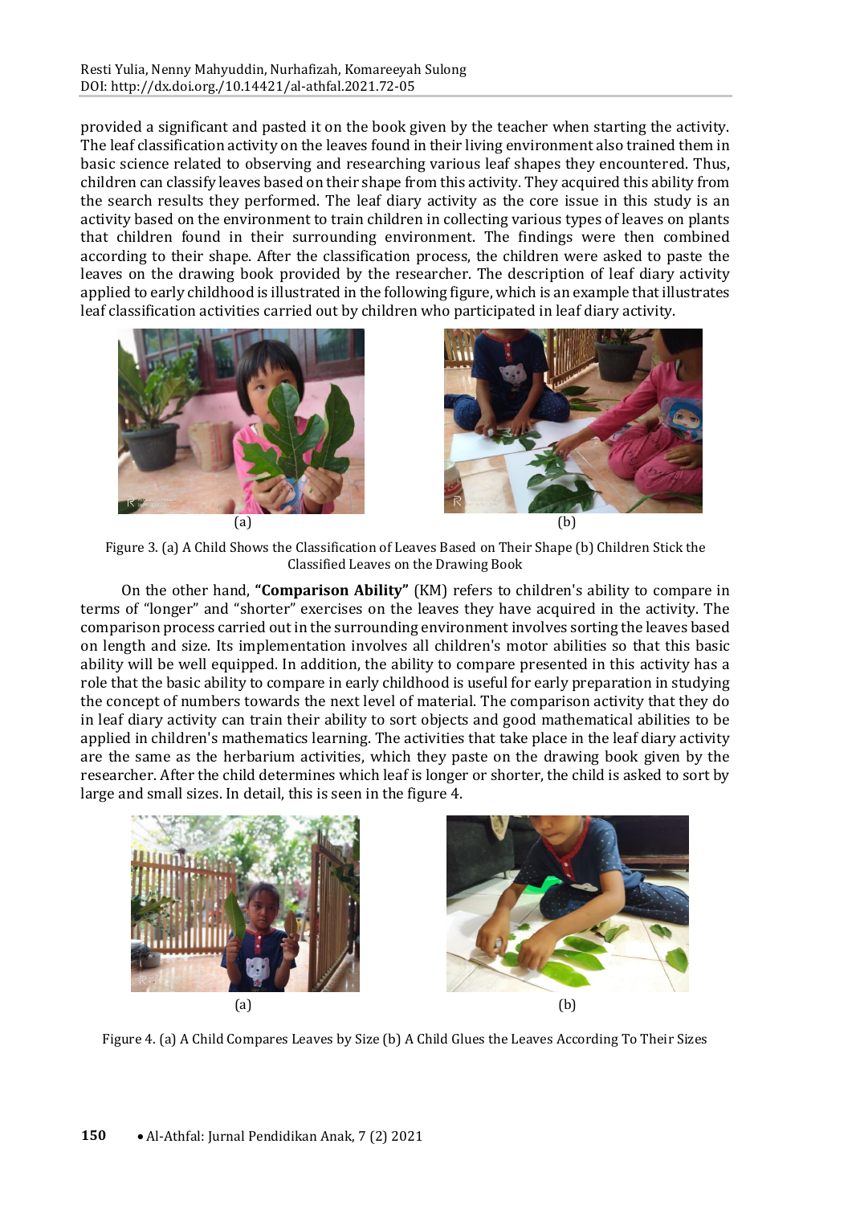provided a significant and pasted it on the book given by the teacher when starting the activity. The leaf classification activity on the leaves found in their living environment also trained them in basic science related to observing and researching various leaf shapes they encountered. Thus, children can classify leaves based on their shape from this activity. They acquired this ability from the search results they performed. The leaf diary activity as the core issue in this study is an activity based on the environment to train children in collecting various types of leaves on plants that children found in their surrounding environment. The findings were then combined according to their shape. After the classification process, the children were asked to paste the leaves on the drawing book provided by the researcher. The description of leaf diary activity applied to early childhood is illustrated in the following figure, which is an example that illustrates leaf classification activities carried out by children who participated in leaf diary activity.

(a) (b)

Figure 3. (a) A Child Shows the Classification of Leaves Based on Their Shape (b) Children Stick the Classified Leaves on the Drawing Book

On the other hand, **"Comparison Ability"** (KM) refers to children's ability to compare in terms of "longer" and "shorter" exercises on the leaves they have acquired in the activity. The comparison process carried out in the surrounding environment involves sorting the leaves based on length and size. Its implementation involves all children's motor abilities so that this basic ability will be well equipped. In addition, the ability to compare presented in this activity has a role that the basic ability to compare in early childhood is useful for early preparation in studying the concept of numbers towards the next level of material. The comparison activity that they do in leaf diary activity can train their ability to sort objects and good mathematical abilities to be applied in children's mathematics learning. The activities that take place in the leaf diary activity are the same as the herbarium activities, which they paste on the drawing book given by the researcher. After the child determines which leaf is longer or shorter, the child is asked to sort by large and small sizes. In detail, this is seen in the figure 4.

(a) (b)

Figure 4. (a) A Child Compares Leaves by Size (b) A Child Glues the Leaves According To Their Sizes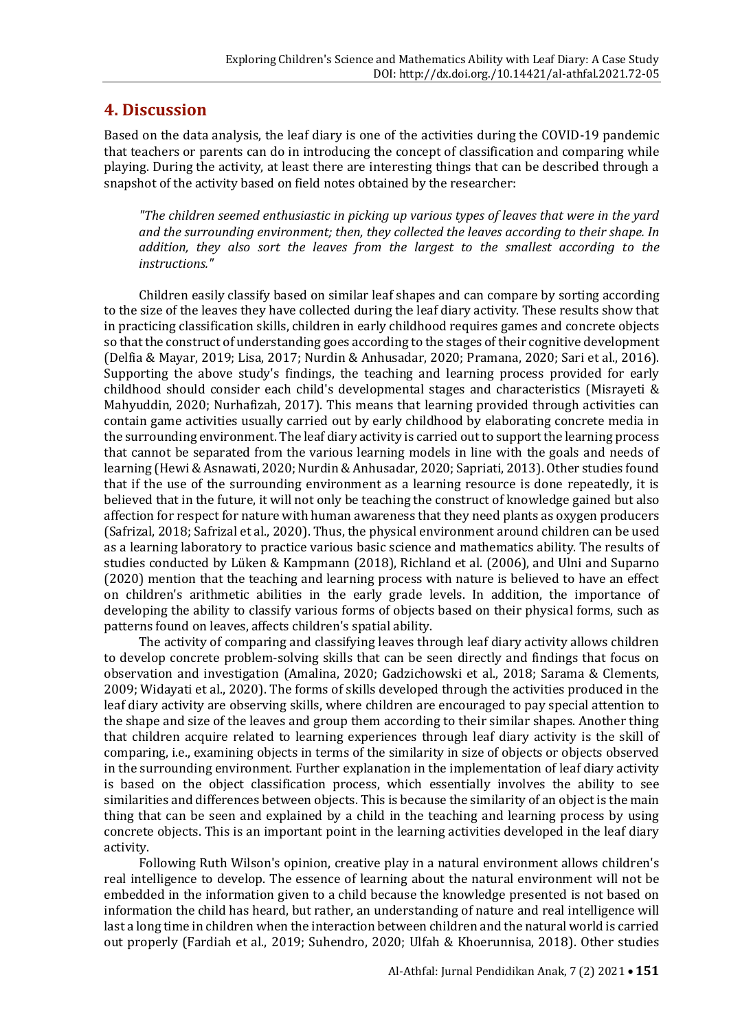## 4. Discussion

Based on the data analysis, the leaf diary is one of the activities during the COVID-19 pandemic that teachers or parents can do in introducing the concept of classification and comparing while playing. During the activity, at least there are interesting things that can be described through a snapshot of the activity based on field notes obtained by the researcher:

> *"The children seemed enthusiastic in picking up various types of leaves that were in the yard and the surrounding environment; then, they collected the leaves according to their shape. In addition, they also sort the leaves from the largest to the smallest according to the instructions."*

Children easily classify based on similar leaf shapes and can compare by sorting according to the size of the leaves they have collected during the leaf diary activity. These results show that in practicing classification skills, children in early childhood requires games and concrete objects so that the construct of understanding goes according to the stages of their cognitive development (Delfia & Mayar, 2019; Lisa, 2017; Nurdin & Anhusadar, 2020; Pramana, 2020; Sari et al., 2016). Supporting the above study's findings, the teaching and learning process provided for early childhood should consider each child's developmental stages and characteristics (Misrayeti & Mahyuddin, 2020; Nurhafizah, 2017). This means that learning provided through activities can contain game activities usually carried out by early childhood by elaborating concrete media in the surrounding environment. The leaf diary activity is carried out to support the learning process that cannot be separated from the various learning models in line with the goals and needs of learning (Hewi & Asnawati, 2020; Nurdin & Anhusadar, 2020; Sapriati, 2013). Other studies found that if the use of the surrounding environment as a learning resource is done repeatedly, it is believed that in the future, it will not only be teaching the construct of knowledge gained but also affection for respect for nature with human awareness that they need plants as oxygen producers (Safrizal, 2018; Safrizal et al., 2020). Thus, the physical environment around children can be used as a learning laboratory to practice various basic science and mathematics ability. The results of studies conducted by Lüken & Kampmann (2018), Richland et al. (2006), and Ulni and Suparno (2020) mention that the teaching and learning process with nature is believed to have an effect on children's arithmetic abilities in the early grade levels. In addition, the importance of developing the ability to classify various forms of objects based on their physical forms, such as patterns found on leaves, affects children's spatial ability.

The activity of comparing and classifying leaves through leaf diary activity allows children to develop concrete problem-solving skills that can be seen directly and findings that focus on observation and investigation (Amalina, 2020; Gadzichowski et al., 2018; Sarama & Clements, 2009; Widayati et al., 2020). The forms of skills developed through the activities produced in the leaf diary activity are observing skills, where children are encouraged to pay special attention to the shape and size of the leaves and group them according to their similar shapes. Another thing that children acquire related to learning experiences through leaf diary activity is the skill of comparing, i.e., examining objects in terms of the similarity in size of objects or objects observed in the surrounding environment. Further explanation in the implementation of leaf diary activity is based on the object classification process, which essentially involves the ability to see similarities and differences between objects. This is because the similarity of an object is the main thing that can be seen and explained by a child in the teaching and learning process by using concrete objects. This is an important point in the learning activities developed in the leaf diary activity.

Following Ruth Wilson's opinion, creative play in a natural environment allows children's real intelligence to develop. The essence of learning about the natural environment will not be embedded in the information given to a child because the knowledge presented is not based on information the child has heard, but rather, an understanding of nature and real intelligence will last a long time in children when the interaction between children and the natural world is carried out properly (Fardiah et al., 2019; Suhendro, 2020; Ulfah & Khoerunnisa, 2018). Other studies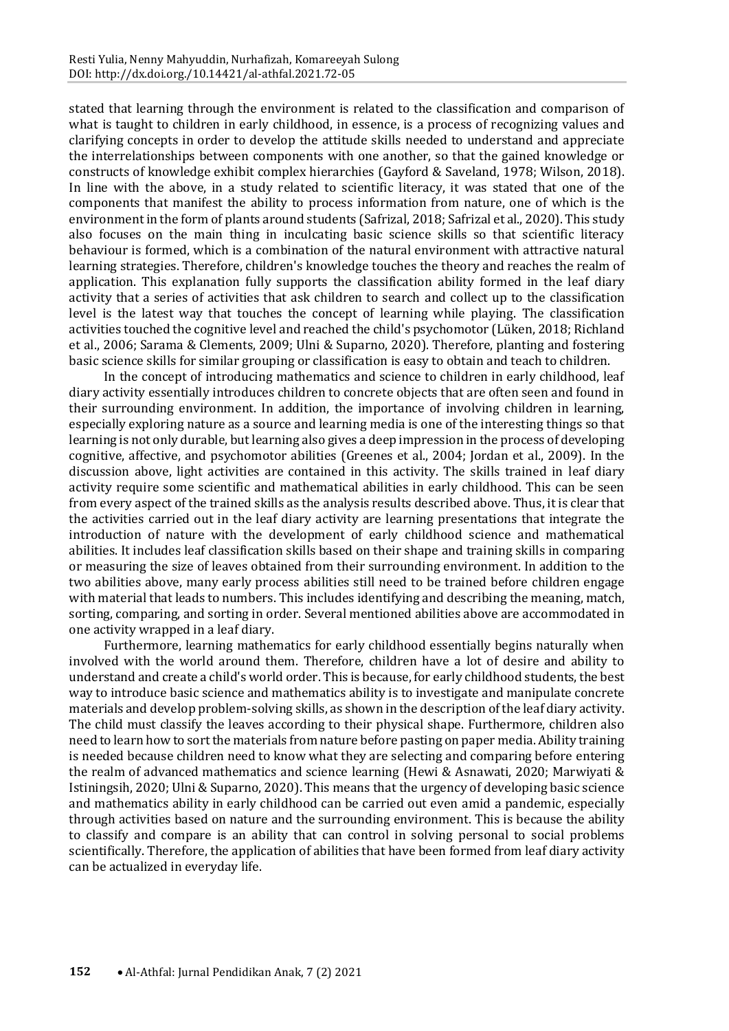stated that learning through the environment is related to the classification and comparison of what is taught to children in early childhood, in essence, is a process of recognizing values and clarifying concepts in order to develop the attitude skills needed to understand and appreciate the interrelationships between components with one another, so that the gained knowledge or constructs of knowledge exhibit complex hierarchies (Gayford & Saveland, 1978; Wilson, 2018). In line with the above, in a study related to scientific literacy, it was stated that one of the components that manifest the ability to process information from nature, one of which is the environment in the form of plants around students (Safrizal, 2018; Safrizal et al., 2020). This study also focuses on the main thing in inculcating basic science skills so that scientific literacy behaviour is formed, which is a combination of the natural environment with attractive natural learning strategies. Therefore, children's knowledge touches the theory and reaches the realm of application. This explanation fully supports the classification ability formed in the leaf diary activity that a series of activities that ask children to search and collect up to the classification level is the latest way that touches the concept of learning while playing. The classification activities touched the cognitive level and reached the child's psychomotor (Lüken, 2018; Richland et al., 2006; Sarama & Clements, 2009; Ulni & Suparno, 2020). Therefore, planting and fostering basic science skills for similar grouping or classification is easy to obtain and teach to children.

In the concept of introducing mathematics and science to children in early childhood, leaf diary activity essentially introduces children to concrete objects that are often seen and found in their surrounding environment. In addition, the importance of involving children in learning, especially exploring nature as a source and learning media is one of the interesting things so that learning is not only durable, but learning also gives a deep impression in the process of developing cognitive, affective, and psychomotor abilities (Greenes et al., 2004; Jordan et al., 2009). In the discussion above, light activities are contained in this activity. The skills trained in leaf diary activity require some scientific and mathematical abilities in early childhood. This can be seen from every aspect of the trained skills as the analysis results described above. Thus, it is clear that the activities carried out in the leaf diary activity are learning presentations that integrate the introduction of nature with the development of early childhood science and mathematical abilities. It includes leaf classification skills based on their shape and training skills in comparing or measuring the size of leaves obtained from their surrounding environment. In addition to the two abilities above, many early process abilities still need to be trained before children engage with material that leads to numbers. This includes identifying and describing the meaning, match, sorting, comparing, and sorting in order. Several mentioned abilities above are accommodated in one activity wrapped in a leaf diary.

Furthermore, learning mathematics for early childhood essentially begins naturally when involved with the world around them. Therefore, children have a lot of desire and ability to understand and create a child's world order. This is because, for early childhood students, the best way to introduce basic science and mathematics ability is to investigate and manipulate concrete materials and develop problem-solving skills, as shown in the description of the leaf diary activity. The child must classify the leaves according to their physical shape. Furthermore, children also need to learn how to sort the materials from nature before pasting on paper media. Ability training is needed because children need to know what they are selecting and comparing before entering the realm of advanced mathematics and science learning (Hewi & Asnawati, 2020; Marwiyati & Istiningsih, 2020; Ulni & Suparno, 2020). This means that the urgency of developing basic science and mathematics ability in early childhood can be carried out even amid a pandemic, especially through activities based on nature and the surrounding environment. This is because the ability to classify and compare is an ability that can control in solving personal to social problems scientifically. Therefore, the application of abilities that have been formed from leaf diary activity can be actualized in everyday life.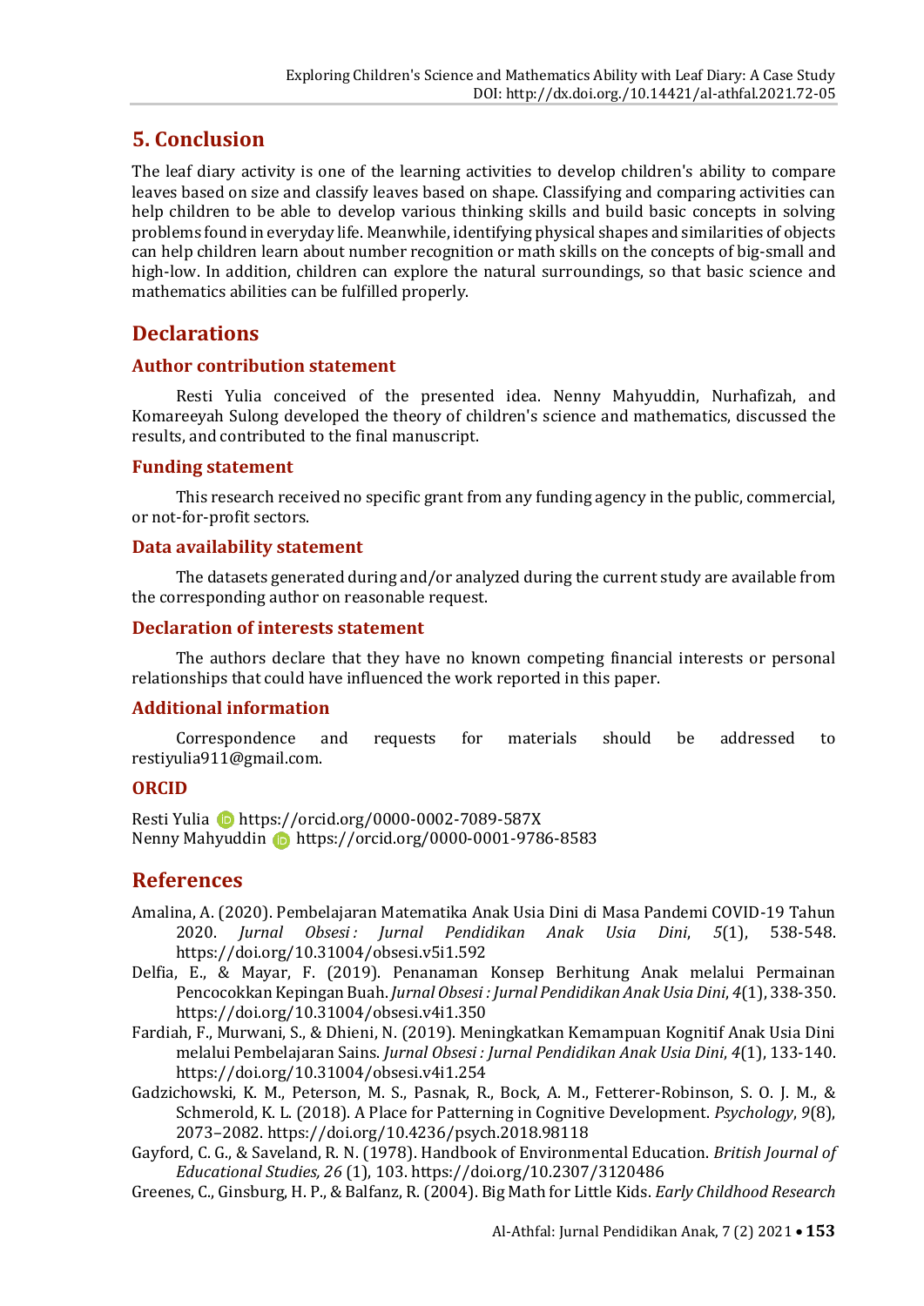## 5. Conclusion

The leaf diary activity is one of the learning activities to develop children's ability to compare leaves based on size and classify leaves based on shape. Classifying and comparing activities can help children to be able to develop various thinking skills and build basic concepts in solving problems found in everyday life. Meanwhile, identifying physical shapes and similarities of objects can help children learn about number recognition or math skills on the concepts of big-small and high-low. In addition, children can explore the natural surroundings, so that basic science and mathematics abilities can be fulfilled properly.

## Declarations

### Author contribution statement

Resti Yulia conceived of the presented idea. Nenny Mahyuddin, Nurhafizah, and Komareeyah Sulong developed the theory of children's science and mathematics, discussed the results, and contributed to the final manuscript.

### Funding statement

This research received no specific grant from any funding agency in the public, commercial, or not-for-profit sectors.

### Data availability statement

The datasets generated during and/or analyzed during the current study are available from the corresponding author on reasonable request.

### Declaration of interests statement

The authors declare that they have no known competing financial interests or personal relationships that could have influenced the work reported in this paper.

### Additional information

Correspondence and requests for materials should be addressed to restiyulia911@gmail.com.

### ORCID

Resti Yulia https://orcid.org/0000-0002-7089-587X
Nenny Mahyuddin https://orcid.org/0000-0001-9786-8583

## References

Amalina, A. (2020). Pembelajaran Matematika Anak Usia Dini di Masa Pandemi COVID-19 Tahun 2020. *Jurnal Obsesi : Jurnal Pendidikan Anak Usia Dini*, *5*(1), 538-548. https://doi.org/10.31004/obsesi.v5i1.592

Delfia, E., & Mayar, F. (2019). Penanaman Konsep Berhitung Anak melalui Permainan Pencocokkan Kepingan Buah. *Jurnal Obsesi : Jurnal Pendidikan Anak Usia Dini*, *4*(1), 338-350. https://doi.org/10.31004/obsesi.v4i1.350

Fardiah, F., Murwani, S., & Dhieni, N. (2019). Meningkatkan Kemampuan Kognitif Anak Usia Dini melalui Pembelajaran Sains. *Jurnal Obsesi : Jurnal Pendidikan Anak Usia Dini*, *4*(1), 133-140. https://doi.org/10.31004/obsesi.v4i1.254

Gadzichowski, K. M., Peterson, M. S., Pasnak, R., Bock, A. M., Fetterer-Robinson, S. O. J. M., & Schmerold, K. L. (2018). A Place for Patterning in Cognitive Development. *Psychology*, *9*(8), 2073–2082. https://doi.org/10.4236/psych.2018.98118

Gayford, C. G., & Saveland, R. N. (1978). Handbook of Environmental Education. *British Journal of Educational Studies, 26* (1), 103. https://doi.org/10.2307/3120486

Greenes, C., Ginsburg, H. P., & Balfanz, R. (2004). Big Math for Little Kids. *Early Childhood Research*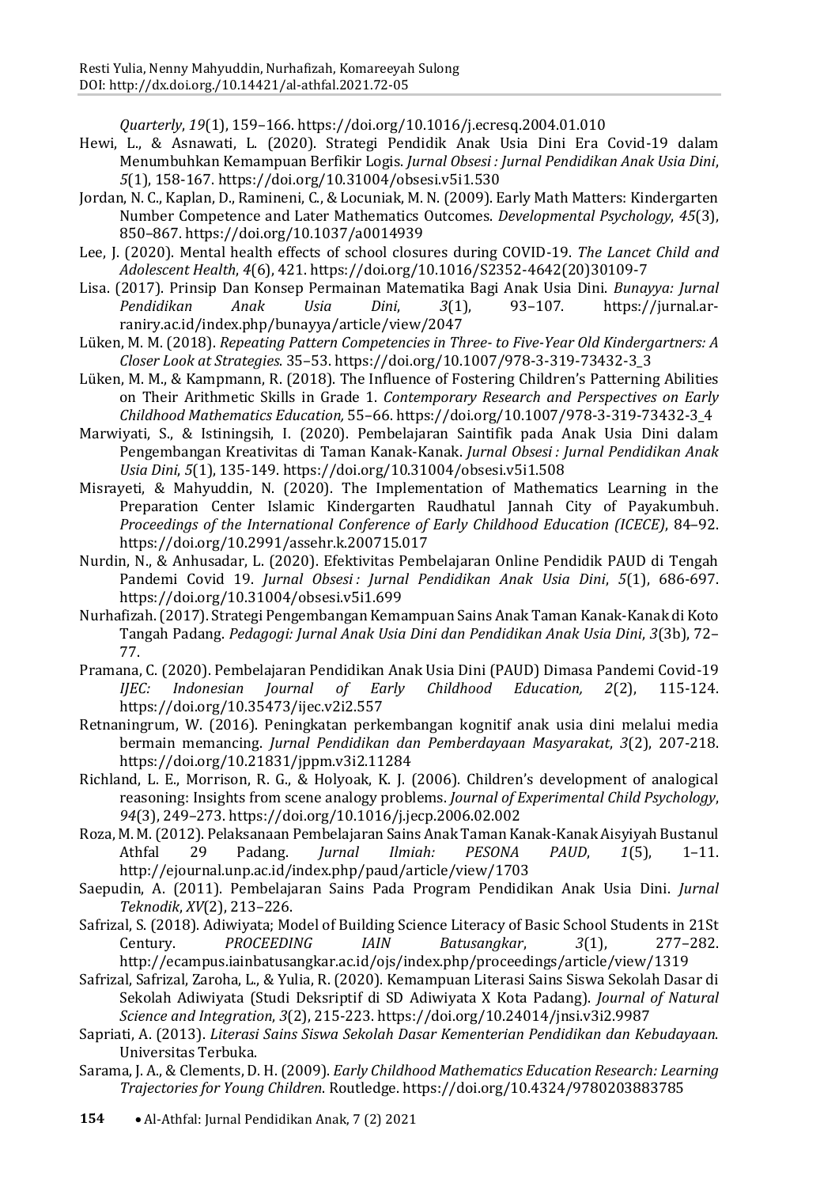*Quarterly*, *19*(1), 159–166. https://doi.org/10.1016/j.ecresq.2004.01.010

Hewi, L., & Asnawati, L. (2020). Strategi Pendidik Anak Usia Dini Era Covid-19 dalam Menumbuhkan Kemampuan Berfikir Logis. *Jurnal Obsesi : Jurnal Pendidikan Anak Usia Dini*, *5*(1), 158-167. https://doi.org/10.31004/obsesi.v5i1.530

Jordan, N. C., Kaplan, D., Ramineni, C., & Locuniak, M. N. (2009). Early Math Matters: Kindergarten Number Competence and Later Mathematics Outcomes. *Developmental Psychology*, *45*(3), 850–867. https://doi.org/10.1037/a0014939

Lee, J. (2020). Mental health effects of school closures during COVID-19. *The Lancet Child and Adolescent Health*, *4*(6), 421. https://doi.org/10.1016/S2352-4642(20)30109-7

Lisa. (2017). Prinsip Dan Konsep Permainan Matematika Bagi Anak Usia Dini. *Bunayya: Jurnal Pendidikan Anak Usia Dini*, *3*(1), 93–107. https://jurnal.ar-raniry.ac.id/index.php/bunayya/article/view/2047

Lüken, M. M. (2018). *Repeating Pattern Competencies in Three- to Five-Year Old Kindergartners: A Closer Look at Strategies*. 35–53. https://doi.org/10.1007/978-3-319-73432-3_3

Lüken, M. M., & Kampmann, R. (2018). The Influence of Fostering Children's Patterning Abilities on Their Arithmetic Skills in Grade 1. *Contemporary Research and Perspectives on Early Childhood Mathematics Education,* 55–66. https://doi.org/10.1007/978-3-319-73432-3_4

Marwiyati, S., & Istiningsih, I. (2020). Pembelajaran Saintifik pada Anak Usia Dini dalam Pengembangan Kreativitas di Taman Kanak-Kanak. *Jurnal Obsesi : Jurnal Pendidikan Anak Usia Dini*, *5*(1), 135-149. https://doi.org/10.31004/obsesi.v5i1.508

Misrayeti, & Mahyuddin, N. (2020). The Implementation of Mathematics Learning in the Preparation Center Islamic Kindergarten Raudhatul Jannah City of Payakumbuh. *Proceedings of the International Conference of Early Childhood Education (ICECE)*, 84–92. https://doi.org/10.2991/assehr.k.200715.017

Nurdin, N., & Anhusadar, L. (2020). Efektivitas Pembelajaran Online Pendidik PAUD di Tengah Pandemi Covid 19. *Jurnal Obsesi : Jurnal Pendidikan Anak Usia Dini*, *5*(1), 686-697. https://doi.org/10.31004/obsesi.v5i1.699

Nurhafizah. (2017). Strategi Pengembangan Kemampuan Sains Anak Taman Kanak-Kanak di Koto Tangah Padang. *Pedagogi: Jurnal Anak Usia Dini dan Pendidikan Anak Usia Dini*, *3*(3b), 72–77.

Pramana, C. (2020). Pembelajaran Pendidikan Anak Usia Dini (PAUD) Dimasa Pandemi Covid-19 *IJEC: Indonesian Journal of Early Childhood Education, 2*(2), 115-124. https://doi.org/10.35473/ijec.v2i2.557

Retnaningrum, W. (2016). Peningkatan perkembangan kognitif anak usia dini melalui media bermain memancing. *Jurnal Pendidikan dan Pemberdayaan Masyarakat*, *3*(2), 207-218. https://doi.org/10.21831/jppm.v3i2.11284

Richland, L. E., Morrison, R. G., & Holyoak, K. J. (2006). Children's development of analogical reasoning: Insights from scene analogy problems. *Journal of Experimental Child Psychology*, *94*(3), 249–273. https://doi.org/10.1016/j.jecp.2006.02.002

Roza, M. M. (2012). Pelaksanaan Pembelajaran Sains Anak Taman Kanak-Kanak Aisyiyah Bustanul Athfal 29 Padang. *Jurnal Ilmiah: PESONA PAUD*, *1*(5), 1–11. http://ejournal.unp.ac.id/index.php/paud/article/view/1703

Saepudin, A. (2011). Pembelajaran Sains Pada Program Pendidikan Anak Usia Dini. *Jurnal Teknodik*, *XV*(2), 213–226.

Safrizal, S. (2018). Adiwiyata; Model of Building Science Literacy of Basic School Students in 21St Century. *PROCEEDING IAIN Batusangkar*, *3*(1), 277–282. http://ecampus.iainbatusangkar.ac.id/ojs/index.php/proceedings/article/view/1319

Safrizal, Safrizal, Zaroha, L., & Yulia, R. (2020). Kemampuan Literasi Sains Siswa Sekolah Dasar di Sekolah Adiwiyata (Studi Deksriptif di SD Adiwiyata X Kota Padang). *Journal of Natural Science and Integration*, *3*(2), 215-223. https://doi.org/10.24014/jnsi.v3i2.9987

Sapriati, A. (2013). *Literasi Sains Siswa Sekolah Dasar Kementerian Pendidikan dan Kebudayaan*. Universitas Terbuka.

Sarama, J. A., & Clements, D. H. (2009). *Early Childhood Mathematics Education Research: Learning Trajectories for Young Children*. Routledge. https://doi.org/10.4324/9780203883785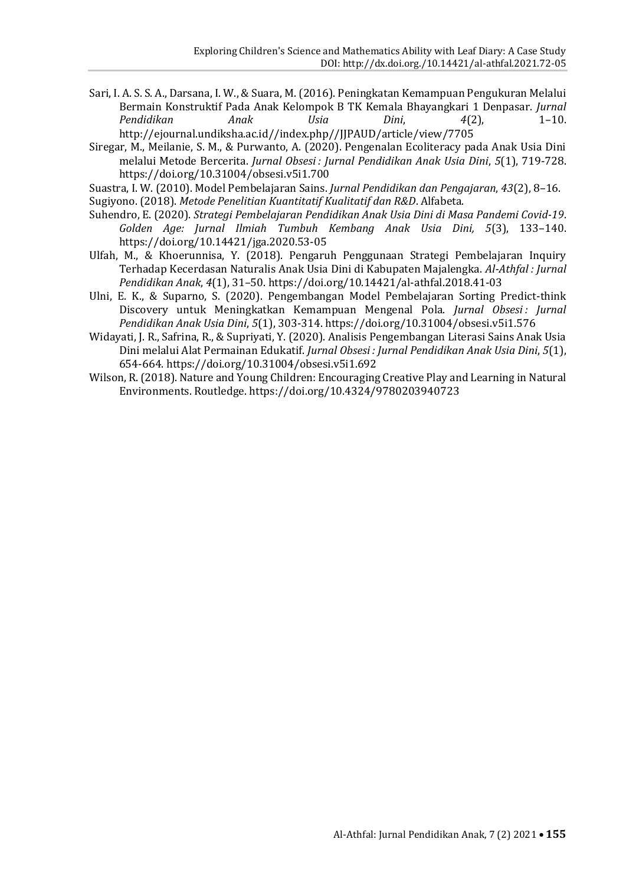Sari, I. A. S. S. A., Darsana, I. W., & Suara, M. (2016). Peningkatan Kemampuan Pengukuran Melalui Bermain Konstruktif Pada Anak Kelompok B TK Kemala Bhayangkari 1 Denpasar. *Jurnal Pendidikan Anak Usia Dini*, *4*(2), 1–10. http://ejournal.undiksha.ac.id//index.php//JJPAUD/article/view/7705

Siregar, M., Meilanie, S. M., & Purwanto, A. (2020). Pengenalan Ecoliteracy pada Anak Usia Dini melalui Metode Bercerita. *Jurnal Obsesi : Jurnal Pendidikan Anak Usia Dini*, *5*(1), 719-728. https://doi.org/10.31004/obsesi.v5i1.700

Suastra, I. W. (2010). Model Pembelajaran Sains. *Jurnal Pendidikan dan Pengajaran*, *43*(2), 8–16.

Sugiyono. (2018). *Metode Penelitian Kuantitatif Kualitatif dan R&D*. Alfabeta.

Suhendro, E. (2020). *Strategi Pembelajaran Pendidikan Anak Usia Dini di Masa Pandemi Covid-19*. *Golden Age: Jurnal Ilmiah Tumbuh Kembang Anak Usia Dini, 5*(3), 133–140. https://doi.org/10.14421/jga.2020.53-05

Ulfah, M., & Khoerunnisa, Y. (2018). Pengaruh Penggunaan Strategi Pembelajaran Inquiry Terhadap Kecerdasan Naturalis Anak Usia Dini di Kabupaten Majalengka. *Al-Athfal : Jurnal Pendidikan Anak*, *4*(1), 31–50. https://doi.org/10.14421/al-athfal.2018.41-03

Ulni, E. K., & Suparno, S. (2020). Pengembangan Model Pembelajaran Sorting Predict-think Discovery untuk Meningkatkan Kemampuan Mengenal Pola. *Jurnal Obsesi : Jurnal Pendidikan Anak Usia Dini*, *5*(1), 303-314. https://doi.org/10.31004/obsesi.v5i1.576

Widayati, J. R., Safrina, R., & Supriyati, Y. (2020). Analisis Pengembangan Literasi Sains Anak Usia Dini melalui Alat Permainan Edukatif. *Jurnal Obsesi : Jurnal Pendidikan Anak Usia Dini*, *5*(1), 654-664. https://doi.org/10.31004/obsesi.v5i1.692

Wilson, R. (2018). Nature and Young Children: Encouraging Creative Play and Learning in Natural Environments. Routledge. https://doi.org/10.4324/9780203940723